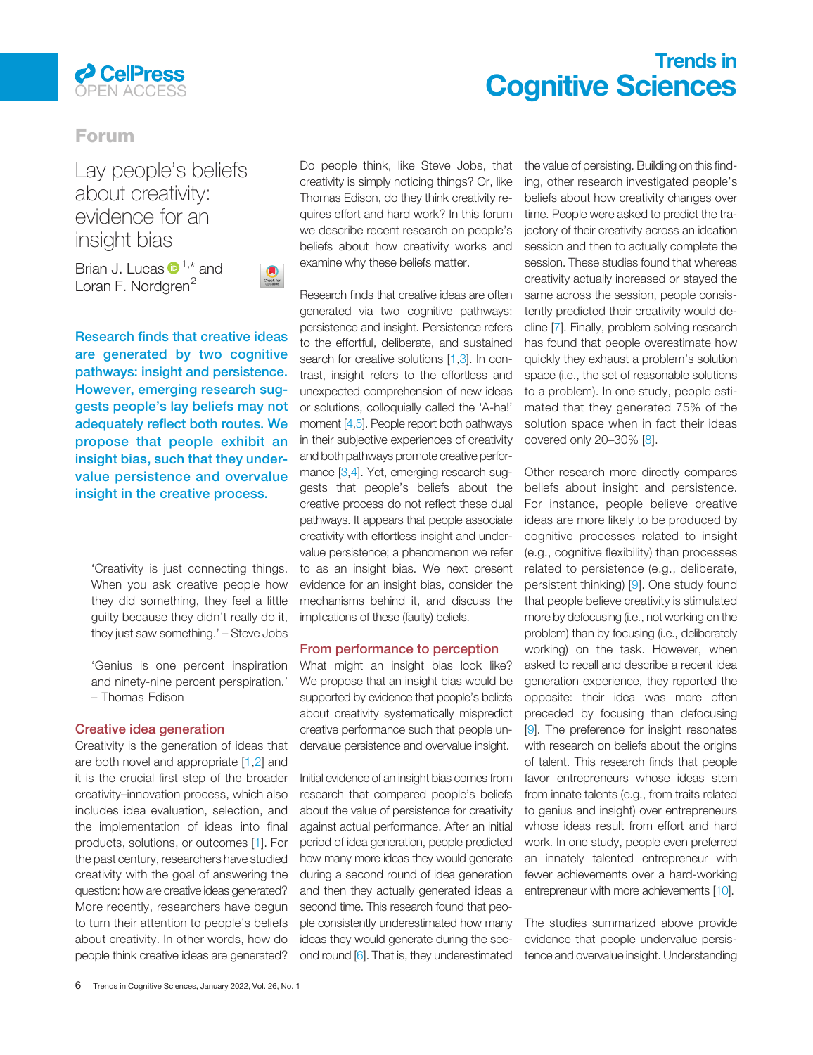Forum

# Lay people's beliefs about creativity: evidence for an insight bias

Brian J. Lucas[1,*] and Loran F. Nordgren[2]

**Research finds that creative ideas are generated by two cognitive pathways: insight and persistence. However, emerging research suggests people's lay beliefs may not adequately reflect both routes. We propose that people exhibit an insight bias, such that they undervalue persistence and overvalue insight in the creative process.**

> 'Creativity is just connecting things. When you ask creative people how they did something, they feel a little guilty because they didn't really do it, they just saw something.' – Steve Jobs

> 'Genius is one percent inspiration and ninety-nine percent perspiration.' – Thomas Edison

## Creative idea generation

Creativity is the generation of ideas that are both novel and appropriate [1,2] and it is the crucial first step of the broader creativity–innovation process, which also includes idea evaluation, selection, and the implementation of ideas into final products, solutions, or outcomes [1]. For the past century, researchers have studied creativity with the goal of answering the question: how are creative ideas generated? More recently, researchers have begun to turn their attention to people's beliefs about creativity. In other words, how do people think creative ideas are generated? Do people think, like Steve Jobs, that creativity is simply noticing things? Or, like Thomas Edison, do they think creativity requires effort and hard work? In this forum we describe recent research on people's beliefs about how creativity works and examine why these beliefs matter.

Research finds that creative ideas are often generated via two cognitive pathways: persistence and insight. Persistence refers to the effortful, deliberate, and sustained search for creative solutions [1,3]. In contrast, insight refers to the effortless and unexpected comprehension of new ideas or solutions, colloquially called the 'A-ha!' moment [4,5]. People report both pathways in their subjective experiences of creativity and both pathways promote creative performance [3,4]. Yet, emerging research suggests that people's beliefs about the creative process do not reflect these dual pathways. It appears that people associate creativity with effortless insight and undervalue persistence; a phenomenon we refer to as an insight bias. We next present evidence for an insight bias, consider the mechanisms behind it, and discuss the implications of these (faulty) beliefs.

## From performance to perception

What might an insight bias look like? We propose that an insight bias would be supported by evidence that people's beliefs about creativity systematically mispredict creative performance such that people undervalue persistence and overvalue insight.

Initial evidence of an insight bias comes from research that compared people's beliefs about the value of persistence for creativity against actual performance. After an initial period of idea generation, people predicted how many more ideas they would generate during a second round of idea generation and then they actually generated ideas a second time. This research found that people consistently underestimated how many ideas they would generate during the second round [6]. That is, they underestimated the value of persisting. Building on this finding, other research investigated people's beliefs about how creativity changes over time. People were asked to predict the trajectory of their creativity across an ideation session and then to actually complete the session. These studies found that whereas creativity actually increased or stayed the same across the session, people consistently predicted their creativity would decline [7]. Finally, problem solving research has found that people overestimate how quickly they exhaust a problem's solution space (i.e., the set of reasonable solutions to a problem). In one study, people estimated that they generated 75% of the solution space when in fact their ideas covered only 20–30% [8].

Other research more directly compares beliefs about insight and persistence. For instance, people believe creative ideas are more likely to be produced by cognitive processes related to insight (e.g., cognitive flexibility) than processes related to persistence (e.g., deliberate, persistent thinking) [9]. One study found that people believe creativity is stimulated more by defocusing (i.e., not working on the problem) than by focusing (i.e., deliberately working) on the task. However, when asked to recall and describe a recent idea generation experience, they reported the opposite: their idea was more often preceded by focusing than defocusing [9]. The preference for insight resonates with research on beliefs about the origins of talent. This research finds that people favor entrepreneurs whose ideas stem from innate talents (e.g., from traits related to genius and insight) over entrepreneurs whose ideas result from effort and hard work. In one study, people even preferred an innately talented entrepreneur with fewer achievements over a hard-working entrepreneur with more achievements [10].

The studies summarized above provide evidence that people undervalue persistence and overvalue insight. Understanding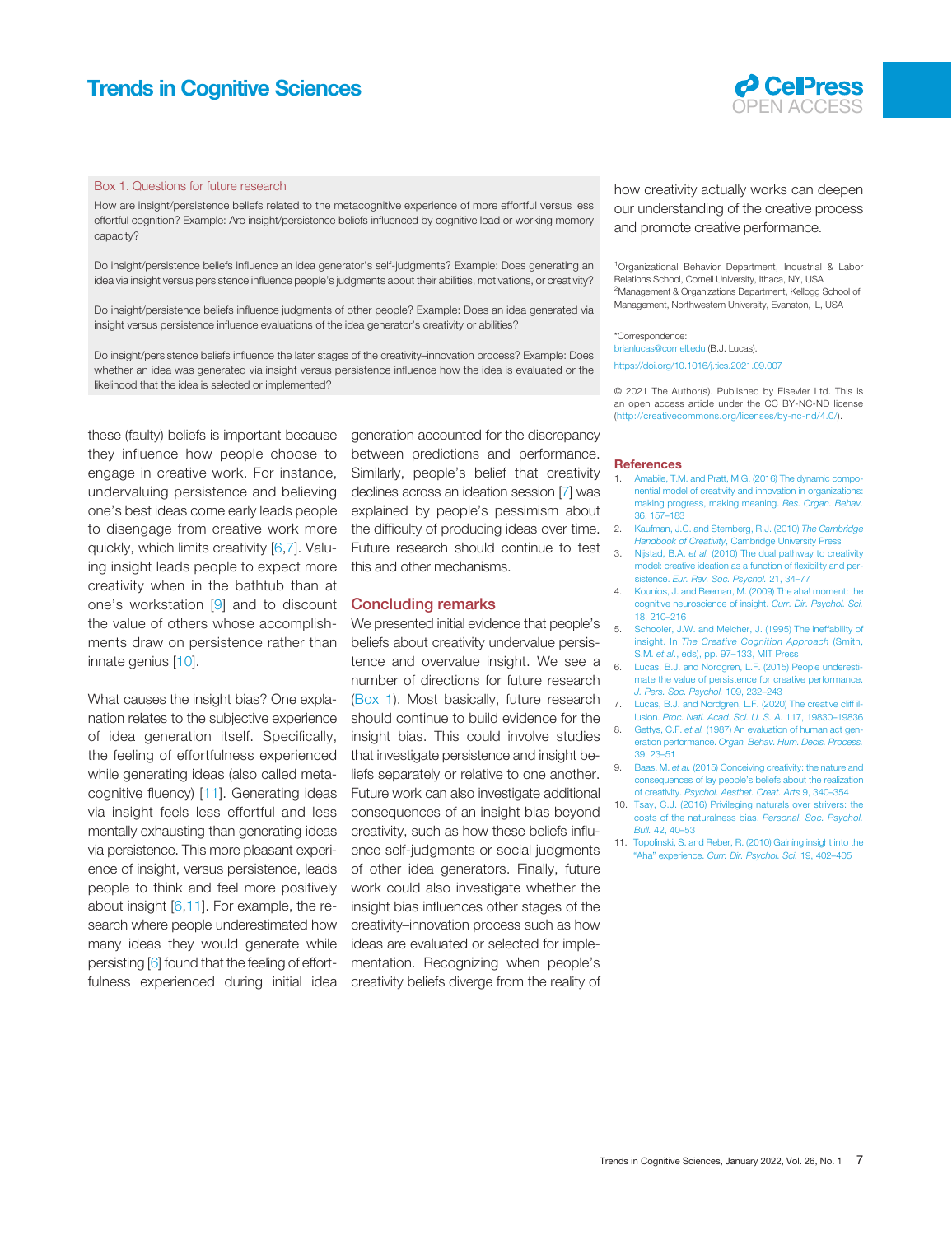### Box 1. Questions for future research

How are insight/persistence beliefs related to the metacognitive experience of more effortful versus less effortful cognition? Example: Are insight/persistence beliefs influenced by cognitive load or working memory capacity?

Do insight/persistence beliefs influence an idea generator's self-judgments? Example: Does generating an idea via insight versus persistence influence people's judgments about their abilities, motivations, or creativity?

Do insight/persistence beliefs influence judgments of other people? Example: Does an idea generated via insight versus persistence influence evaluations of the idea generator's creativity or abilities?

Do insight/persistence beliefs influence the later stages of the creativity–innovation process? Example: Does whether an idea was generated via insight versus persistence influence how the idea is evaluated or the likelihood that the idea is selected or implemented?

these (faulty) beliefs is important because they influence how people choose to engage in creative work. For instance, undervaluing persistence and believing one's best ideas come early leads people to disengage from creative work more quickly, which limits creativity [6,7]. Valuing insight leads people to expect more creativity when in the bathtub than at one's workstation [9] and to discount the value of others whose accomplishments draw on persistence rather than innate genius [10].

What causes the insight bias? One explanation relates to the subjective experience of idea generation itself. Specifically, the feeling of effortfulness experienced while generating ideas (also called metacognitive fluency) [11]. Generating ideas via insight feels less effortful and less mentally exhausting than generating ideas via persistence. This more pleasant experience of insight, versus persistence, leads people to think and feel more positively about insight [6,11]. For example, the research where people underestimated how many ideas they would generate while persisting [6] found that the feeling of effortfulness experienced during initial idea generation accounted for the discrepancy between predictions and performance. Similarly, people's belief that creativity declines across an ideation session [7] was explained by people's pessimism about the difficulty of producing ideas over time. Future research should continue to test this and other mechanisms.

## Concluding remarks

We presented initial evidence that people's beliefs about creativity undervalue persistence and overvalue insight. We see a number of directions for future research (Box 1). Most basically, future research should continue to build evidence for the insight bias. This could involve studies that investigate persistence and insight beliefs separately or relative to one another. Future work can also investigate additional consequences of an insight bias beyond creativity, such as how these beliefs influence self-judgments or social judgments of other idea generators. Finally, future work could also investigate whether the insight bias influences other stages of the creativity–innovation process such as how ideas are evaluated or selected for implementation. Recognizing when people's creativity beliefs diverge from the reality of how creativity actually works can deepen our understanding of the creative process and promote creative performance.

[1]Organizational Behavior Department, Industrial & Labor Relations School, Cornell University, Ithaca, NY, USA
[2]Management & Organizations Department, Kellogg School of Management, Northwestern University, Evanston, IL, USA

*Correspondence:
brianlucas@cornell.edu (B.J. Lucas).

https://doi.org/10.1016/j.tics.2021.09.007

© 2021 The Author(s). Published by Elsevier Ltd. This is an open access article under the CC BY-NC-ND license (http://creativecommons.org/licenses/by-nc-nd/4.0/).

## References

1. Amabile, T.M. and Pratt, M.G. (2016) The dynamic componential model of creativity and innovation in organizations: making progress, making meaning. *Res. Organ. Behav.* 36, 157–183
2. Kaufman, J.C. and Sternberg, R.J. (2010) *The Cambridge Handbook of Creativity*, Cambridge University Press
3. Nijstad, B.A. *et al.* (2010) The dual pathway to creativity model: creative ideation as a function of flexibility and persistence. *Eur. Rev. Soc. Psychol.* 21, 34–77
4. Kounios, J. and Beeman, M. (2009) The aha! moment: the cognitive neuroscience of insight. *Curr. Dir. Psychol. Sci.* 18, 210–216
5. Schooler, J.W. and Melcher, J. (1995) The ineffability of insight. In *The Creative Cognition Approach* (Smith, S.M. *et al.*, eds), pp. 97–133, MIT Press
6. Lucas, B.J. and Nordgren, L.F. (2015) People underestimate the value of persistence for creative performance. *J. Pers. Soc. Psychol.* 109, 232–243
7. Lucas, B.J. and Nordgren, L.F. (2020) The creative cliff illusion. *Proc. Natl. Acad. Sci. U. S. A.* 117, 19830–19836
8. Gettys, C.F. *et al.* (1987) An evaluation of human act generation performance. *Organ. Behav. Hum. Decis. Process.* 39, 23–51
9. Baas, M. *et al.* (2015) Conceiving creativity: the nature and consequences of lay people's beliefs about the realization of creativity. *Psychol. Aesthet. Creat. Arts* 9, 340–354
10. Tsay, C.J. (2016) Privileging naturals over strivers: the costs of the naturalness bias. *Personal. Soc. Psychol. Bull.* 42, 40–53
11. Topolinski, S. and Reber, R. (2010) Gaining insight into the "Aha" experience. *Curr. Dir. Psychol. Sci.* 19, 402–405